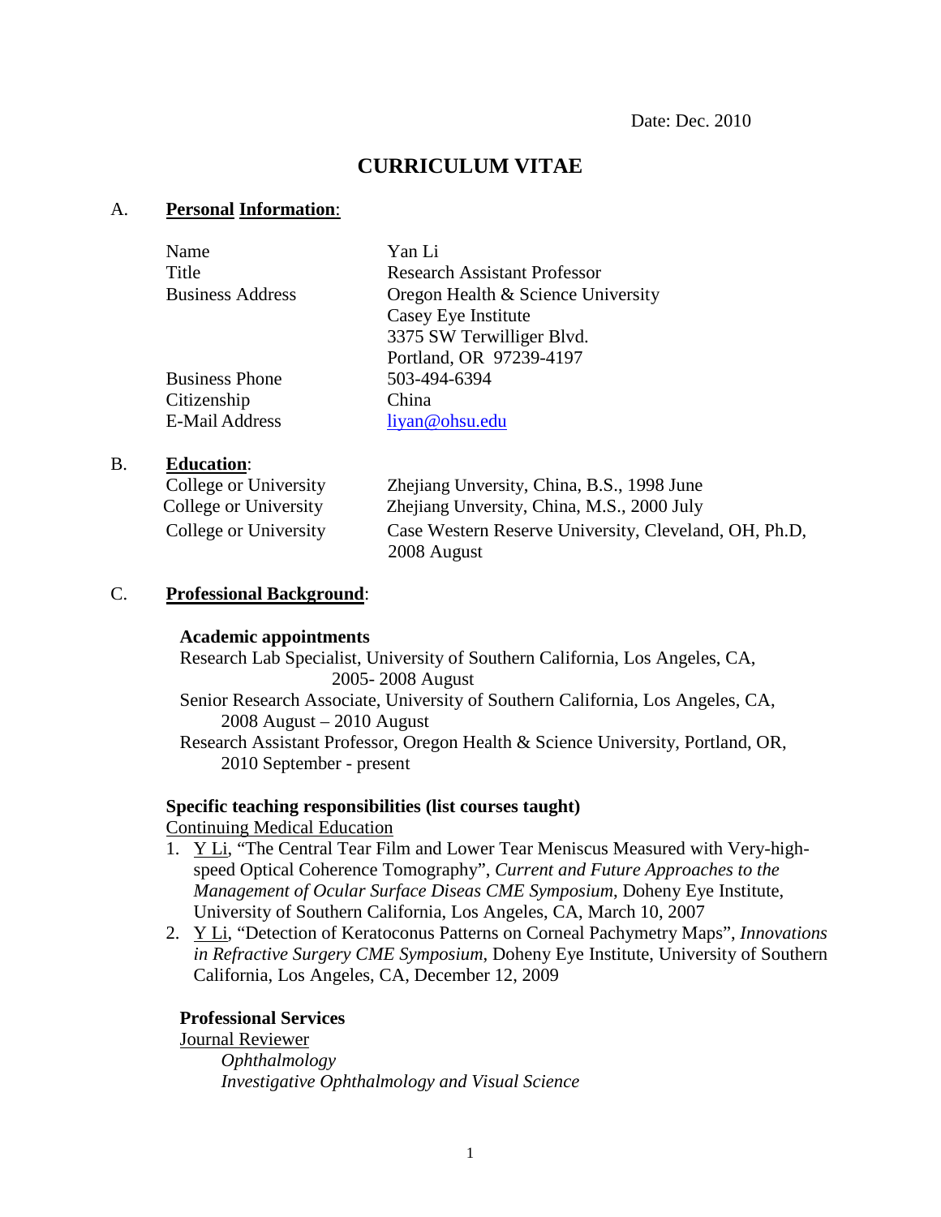Date: Dec. 2010

# CURRICULUM VITAE

## A. Personal Information:

| | |
|---|---|
| Name | Yan Li |
| Title | Research Assistant Professor |
| Business Address | Oregon Health & Science University<br>Casey Eye Institute<br>3375 SW Terwilliger Blvd.<br>Portland, OR 97239-4197 |
| Business Phone | 503-494-6394 |
| Citizenship | China |
| E-Mail Address | liyan@ohsu.edu |

## B. Education:

| | |
|---|---|
| College or University | Zhejiang Unversity, China, B.S., 1998 June |
| College or University | Zhejiang Unversity, China, M.S., 2000 July |
| College or University | Case Western Reserve University, Cleveland, OH, Ph.D, 2008 August |

## C. Professional Background:

**Academic appointments**

Research Lab Specialist, University of Southern California, Los Angeles, CA, 2005- 2008 August

Senior Research Associate, University of Southern California, Los Angeles, CA, 2008 August – 2010 August

Research Assistant Professor, Oregon Health & Science University, Portland, OR, 2010 September - present

**Specific teaching responsibilities (list courses taught)**

Continuing Medical Education

1. Y Li, "The Central Tear Film and Lower Tear Meniscus Measured with Very-high-speed Optical Coherence Tomography", *Current and Future Approaches to the Management of Ocular Surface Diseas CME Symposium*, Doheny Eye Institute, University of Southern California, Los Angeles, CA, March 10, 2007
2. Y Li, "Detection of Keratoconus Patterns on Corneal Pachymetry Maps", *Innovations in Refractive Surgery CME Symposium*, Doheny Eye Institute, University of Southern California, Los Angeles, CA, December 12, 2009

**Professional Services**

Journal Reviewer

*Ophthalmology*

*Investigative Ophthalmology and Visual Science*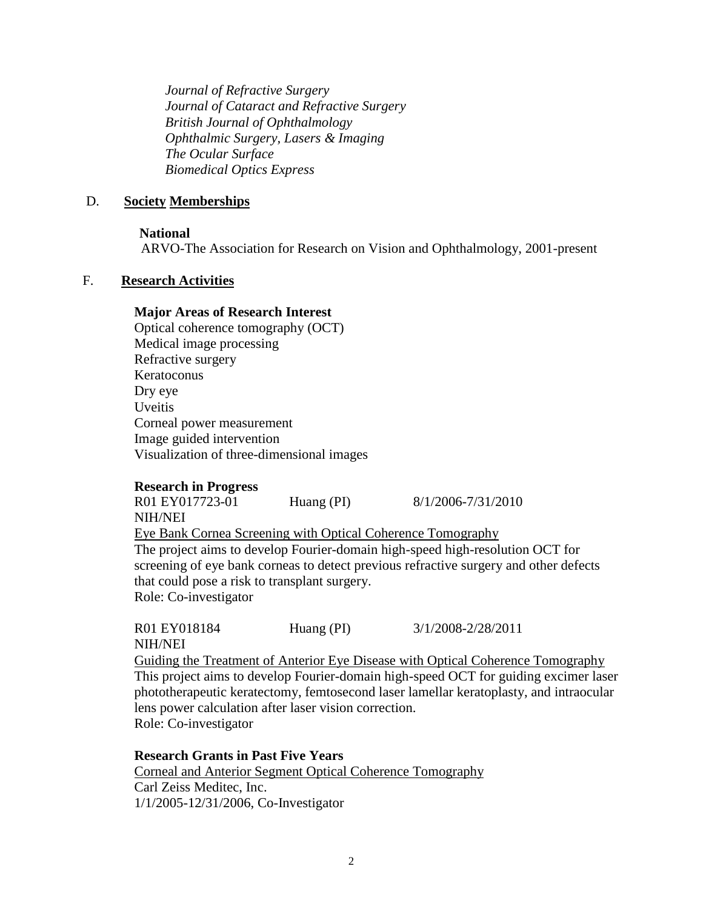*Journal of Refractive Surgery*
*Journal of Cataract and Refractive Surgery*
*British Journal of Ophthalmology*
*Ophthalmic Surgery, Lasers & Imaging*
*The Ocular Surface*
*Biomedical Optics Express*

## D. Society Memberships

**National**
ARVO-The Association for Research on Vision and Ophthalmology, 2001-present

## F. Research Activities

**Major Areas of Research Interest**
Optical coherence tomography (OCT)
Medical image processing
Refractive surgery
Keratoconus
Dry eye
Uveitis
Corneal power measurement
Image guided intervention
Visualization of three-dimensional images

**Research in Progress**

R01 EY017723-01 Huang (PI) 8/1/2006-7/31/2010
NIH/NEI
Eye Bank Cornea Screening with Optical Coherence Tomography
The project aims to develop Fourier-domain high-speed high-resolution OCT for screening of eye bank corneas to detect previous refractive surgery and other defects that could pose a risk to transplant surgery.
Role: Co-investigator

R01 EY018184 Huang (PI) 3/1/2008-2/28/2011
NIH/NEI
Guiding the Treatment of Anterior Eye Disease with Optical Coherence Tomography
This project aims to develop Fourier-domain high-speed OCT for guiding excimer laser phototherapeutic keratectomy, femtosecond laser lamellar keratoplasty, and intraocular lens power calculation after laser vision correction.
Role: Co-investigator

**Research Grants in Past Five Years**

Corneal and Anterior Segment Optical Coherence Tomography
Carl Zeiss Meditec, Inc.
1/1/2005-12/31/2006, Co-Investigator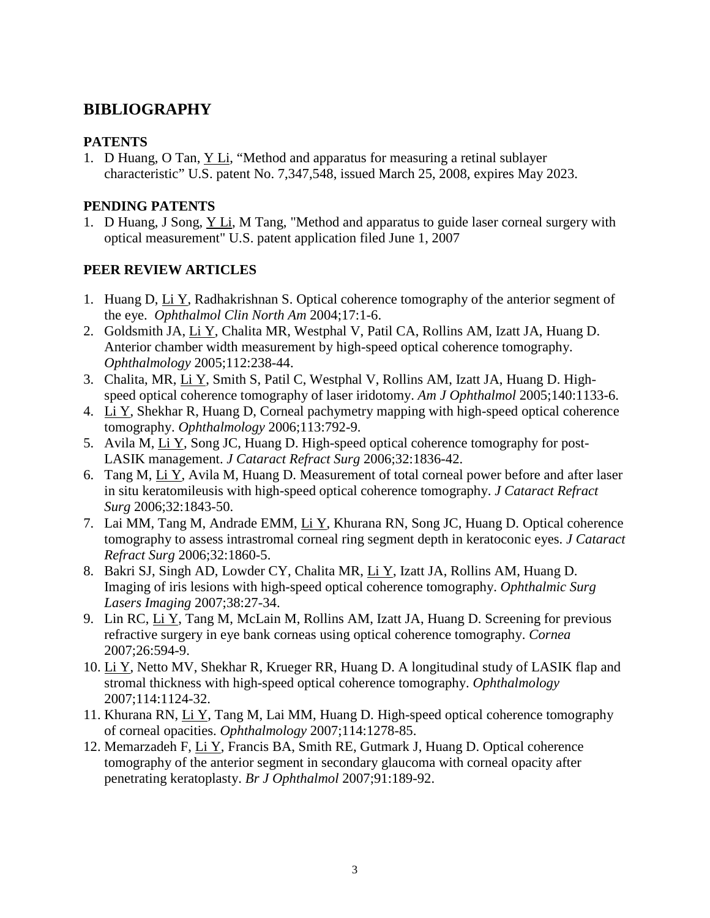## BIBLIOGRAPHY

### PATENTS

1. D Huang, O Tan, <u>Y Li</u>, “Method and apparatus for measuring a retinal sublayer characteristic” U.S. patent No. 7,347,548, issued March 25, 2008, expires May 2023.

### PENDING PATENTS

1. D Huang, J Song, <u>Y Li</u>, M Tang, "Method and apparatus to guide laser corneal surgery with optical measurement" U.S. patent application filed June 1, 2007

### PEER REVIEW ARTICLES

1. Huang D, <u>Li Y</u>, Radhakrishnan S. Optical coherence tomography of the anterior segment of the eye. *Ophthalmol Clin North Am* 2004;17:1-6.
2. Goldsmith JA, <u>Li Y</u>, Chalita MR, Westphal V, Patil CA, Rollins AM, Izatt JA, Huang D. Anterior chamber width measurement by high-speed optical coherence tomography. *Ophthalmology* 2005;112:238-44.
3. Chalita, MR, <u>Li Y</u>, Smith S, Patil C, Westphal V, Rollins AM, Izatt JA, Huang D. High-speed optical coherence tomography of laser iridotomy. *Am J Ophthalmol* 2005;140:1133-6.
4. <u>Li Y</u>, Shekhar R, Huang D, Corneal pachymetry mapping with high-speed optical coherence tomography. *Ophthalmology* 2006;113:792-9.
5. Avila M, <u>Li Y</u>, Song JC, Huang D. High-speed optical coherence tomography for post-LASIK management. *J Cataract Refract Surg* 2006;32:1836-42.
6. Tang M, <u>Li Y</u>, Avila M, Huang D. Measurement of total corneal power before and after laser in situ keratomileusis with high-speed optical coherence tomography. *J Cataract Refract Surg* 2006;32:1843-50.
7. Lai MM, Tang M, Andrade EMM, <u>Li Y</u>, Khurana RN, Song JC, Huang D. Optical coherence tomography to assess intrastromal corneal ring segment depth in keratoconic eyes. *J Cataract Refract Surg* 2006;32:1860-5.
8. Bakri SJ, Singh AD, Lowder CY, Chalita MR, <u>Li Y</u>, Izatt JA, Rollins AM, Huang D. Imaging of iris lesions with high-speed optical coherence tomography. *Ophthalmic Surg Lasers Imaging* 2007;38:27-34.
9. Lin RC, <u>Li Y</u>, Tang M, McLain M, Rollins AM, Izatt JA, Huang D. Screening for previous refractive surgery in eye bank corneas using optical coherence tomography. *Cornea* 2007;26:594-9.
10. <u>Li Y</u>, Netto MV, Shekhar R, Krueger RR, Huang D. A longitudinal study of LASIK flap and stromal thickness with high-speed optical coherence tomography. *Ophthalmology* 2007;114:1124-32.
11. Khurana RN, <u>Li Y</u>, Tang M, Lai MM, Huang D. High-speed optical coherence tomography of corneal opacities. *Ophthalmology* 2007;114:1278-85.
12. Memarzadeh F, <u>Li Y</u>, Francis BA, Smith RE, Gutmark J, Huang D. Optical coherence tomography of the anterior segment in secondary glaucoma with corneal opacity after penetrating keratoplasty. *Br J Ophthalmol* 2007;91:189-92.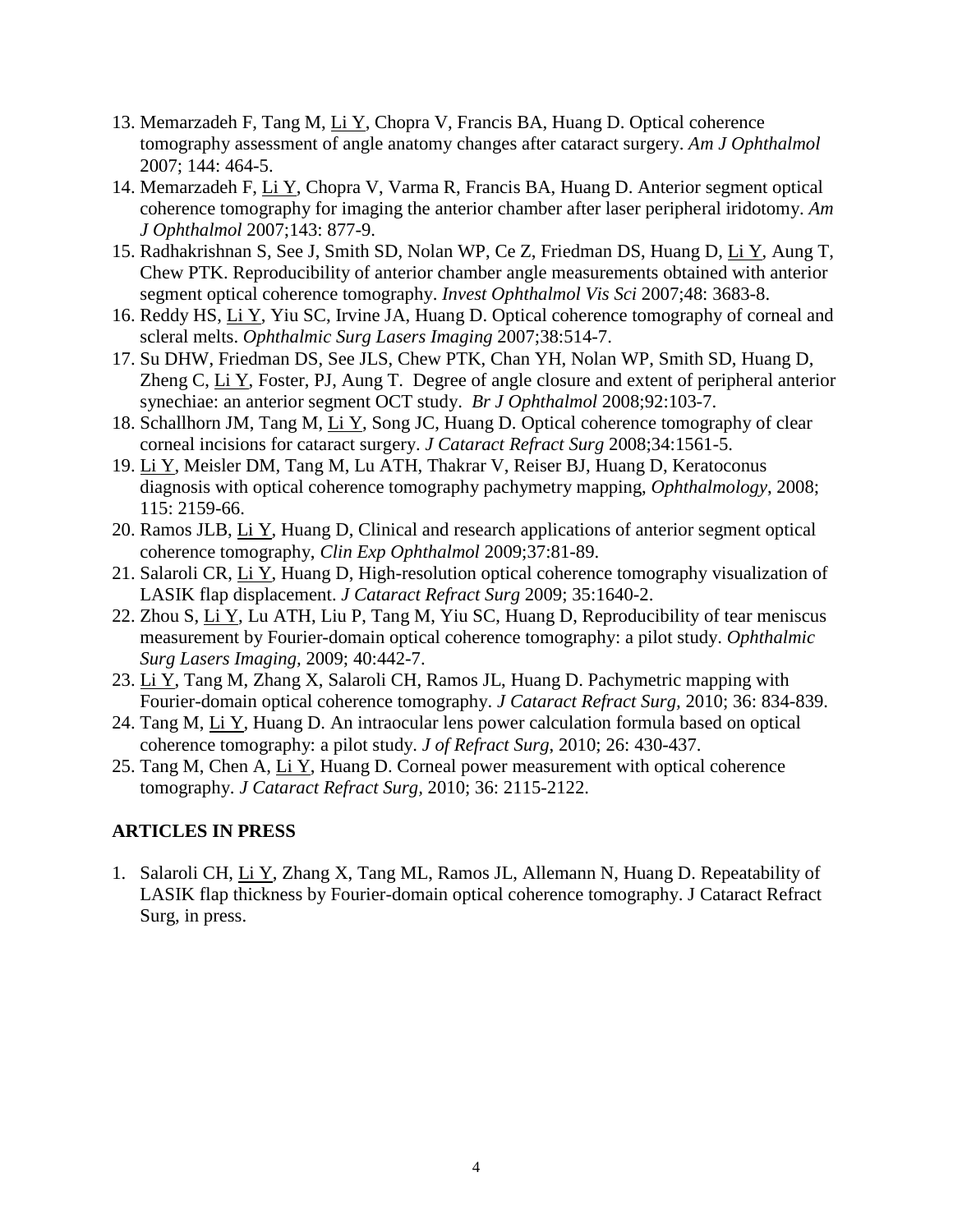13. Memarzadeh F, Tang M, Li Y, Chopra V, Francis BA, Huang D. Optical coherence tomography assessment of angle anatomy changes after cataract surgery. *Am J Ophthalmol* 2007; 144: 464-5.
14. Memarzadeh F, Li Y, Chopra V, Varma R, Francis BA, Huang D. Anterior segment optical coherence tomography for imaging the anterior chamber after laser peripheral iridotomy. *Am J Ophthalmol* 2007;143: 877-9.
15. Radhakrishnan S, See J, Smith SD, Nolan WP, Ce Z, Friedman DS, Huang D, Li Y, Aung T, Chew PTK. Reproducibility of anterior chamber angle measurements obtained with anterior segment optical coherence tomography. *Invest Ophthalmol Vis Sci* 2007;48: 3683-8.
16. Reddy HS, Li Y, Yiu SC, Irvine JA, Huang D. Optical coherence tomography of corneal and scleral melts. *Ophthalmic Surg Lasers Imaging* 2007;38:514-7.
17. Su DHW, Friedman DS, See JLS, Chew PTK, Chan YH, Nolan WP, Smith SD, Huang D, Zheng C, Li Y, Foster, PJ, Aung T. Degree of angle closure and extent of peripheral anterior synechiae: an anterior segment OCT study. *Br J Ophthalmol* 2008;92:103-7.
18. Schallhorn JM, Tang M, Li Y, Song JC, Huang D. Optical coherence tomography of clear corneal incisions for cataract surgery. *J Cataract Refract Surg* 2008;34:1561-5.
19. Li Y, Meisler DM, Tang M, Lu ATH, Thakrar V, Reiser BJ, Huang D, Keratoconus diagnosis with optical coherence tomography pachymetry mapping, *Ophthalmology*, 2008; 115: 2159-66.
20. Ramos JLB, Li Y, Huang D, Clinical and research applications of anterior segment optical coherence tomography, *Clin Exp Ophthalmol* 2009;37:81-89.
21. Salaroli CR, Li Y, Huang D, High-resolution optical coherence tomography visualization of LASIK flap displacement. *J Cataract Refract Surg* 2009; 35:1640-2.
22. Zhou S, Li Y, Lu ATH, Liu P, Tang M, Yiu SC, Huang D, Reproducibility of tear meniscus measurement by Fourier-domain optical coherence tomography: a pilot study. *Ophthalmic Surg Lasers Imaging*, 2009; 40:442-7.
23. Li Y, Tang M, Zhang X, Salaroli CH, Ramos JL, Huang D. Pachymetric mapping with Fourier-domain optical coherence tomography. *J Cataract Refract Surg*, 2010; 36: 834-839.
24. Tang M, Li Y, Huang D. An intraocular lens power calculation formula based on optical coherence tomography: a pilot study. *J of Refract Surg*, 2010; 26: 430-437.
25. Tang M, Chen A, Li Y, Huang D. Corneal power measurement with optical coherence tomography. *J Cataract Refract Surg*, 2010; 36: 2115-2122.

## ARTICLES IN PRESS

1. Salaroli CH, Li Y, Zhang X, Tang ML, Ramos JL, Allemann N, Huang D. Repeatability of LASIK flap thickness by Fourier-domain optical coherence tomography. J Cataract Refract Surg, in press.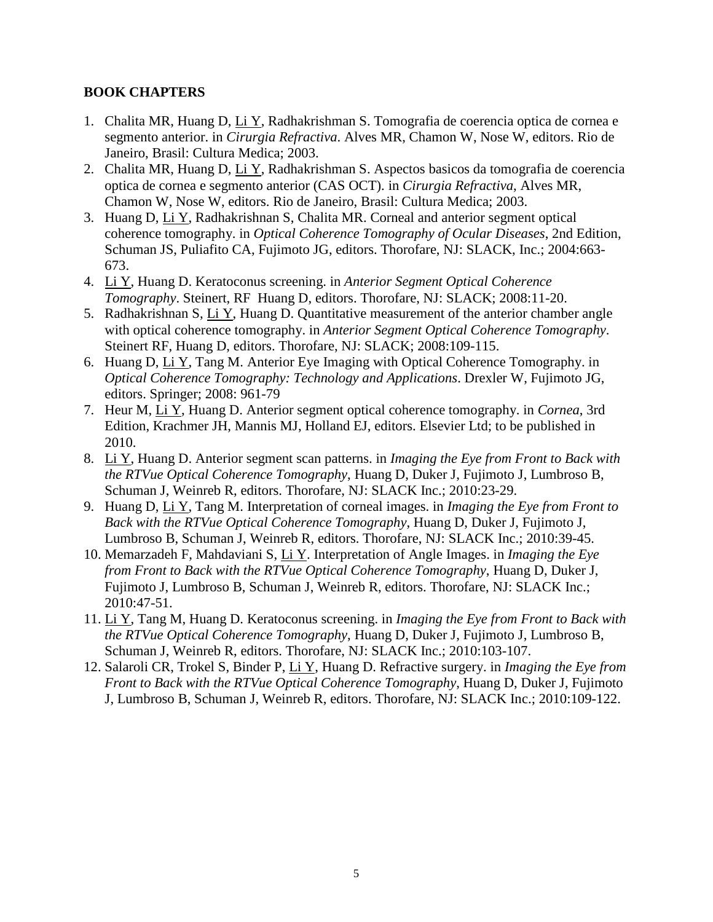## BOOK CHAPTERS

1. Chalita MR, Huang D, Li Y, Radhakrishman S. Tomografia de coerencia optica de cornea e segmento anterior. in *Cirurgia Refractiva*. Alves MR, Chamon W, Nose W, editors. Rio de Janeiro, Brasil: Cultura Medica; 2003.
2. Chalita MR, Huang D, Li Y, Radhakrishman S. Aspectos basicos da tomografia de coerencia optica de cornea e segmento anterior (CAS OCT). in *Cirurgia Refractiva*, Alves MR, Chamon W, Nose W, editors. Rio de Janeiro, Brasil: Cultura Medica; 2003.
3. Huang D, Li Y, Radhakrishnan S, Chalita MR. Corneal and anterior segment optical coherence tomography. in *Optical Coherence Tomography of Ocular Diseases*, 2nd Edition, Schuman JS, Puliafito CA, Fujimoto JG, editors. Thorofare, NJ: SLACK, Inc.; 2004:663-673.
4. Li Y, Huang D. Keratoconus screening. in *Anterior Segment Optical Coherence Tomography*. Steinert, RF Huang D, editors. Thorofare, NJ: SLACK; 2008:11-20.
5. Radhakrishnan S, Li Y, Huang D. Quantitative measurement of the anterior chamber angle with optical coherence tomography. in *Anterior Segment Optical Coherence Tomography*. Steinert RF, Huang D, editors. Thorofare, NJ: SLACK; 2008:109-115.
6. Huang D, Li Y, Tang M. Anterior Eye Imaging with Optical Coherence Tomography. in *Optical Coherence Tomography: Technology and Applications*. Drexler W, Fujimoto JG, editors. Springer; 2008: 961-79
7. Heur M, Li Y, Huang D. Anterior segment optical coherence tomography. in *Cornea*, 3rd Edition, Krachmer JH, Mannis MJ, Holland EJ, editors. Elsevier Ltd; to be published in 2010.
8. Li Y, Huang D. Anterior segment scan patterns. in *Imaging the Eye from Front to Back with the RTVue Optical Coherence Tomography*, Huang D, Duker J, Fujimoto J, Lumbroso B, Schuman J, Weinreb R, editors. Thorofare, NJ: SLACK Inc.; 2010:23-29.
9. Huang D, Li Y, Tang M. Interpretation of corneal images. in *Imaging the Eye from Front to Back with the RTVue Optical Coherence Tomography*, Huang D, Duker J, Fujimoto J, Lumbroso B, Schuman J, Weinreb R, editors. Thorofare, NJ: SLACK Inc.; 2010:39-45.
10. Memarzadeh F, Mahdaviani S, Li Y. Interpretation of Angle Images. in *Imaging the Eye from Front to Back with the RTVue Optical Coherence Tomography*, Huang D, Duker J, Fujimoto J, Lumbroso B, Schuman J, Weinreb R, editors. Thorofare, NJ: SLACK Inc.; 2010:47-51.
11. Li Y, Tang M, Huang D. Keratoconus screening. in *Imaging the Eye from Front to Back with the RTVue Optical Coherence Tomography*, Huang D, Duker J, Fujimoto J, Lumbroso B, Schuman J, Weinreb R, editors. Thorofare, NJ: SLACK Inc.; 2010:103-107.
12. Salaroli CR, Trokel S, Binder P, Li Y, Huang D. Refractive surgery. in *Imaging the Eye from Front to Back with the RTVue Optical Coherence Tomography*, Huang D, Duker J, Fujimoto J, Lumbroso B, Schuman J, Weinreb R, editors. Thorofare, NJ: SLACK Inc.; 2010:109-122.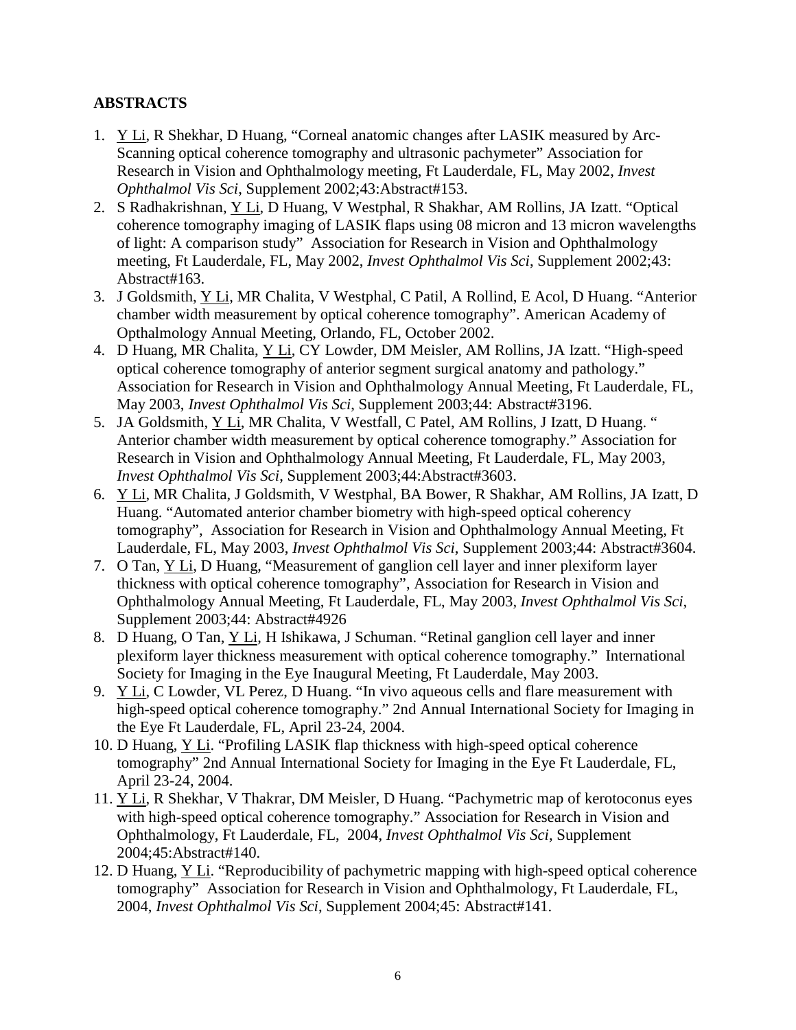## ABSTRACTS

1. <u>Y Li</u>, R Shekhar, D Huang, "Corneal anatomic changes after LASIK measured by Arc-Scanning optical coherence tomography and ultrasonic pachymeter" Association for Research in Vision and Ophthalmology meeting, Ft Lauderdale, FL, May 2002, *Invest Ophthalmol Vis Sci*, Supplement 2002;43:Abstract#153.
2. S Radhakrishnan, <u>Y Li</u>, D Huang, V Westphal, R Shakhar, AM Rollins, JA Izatt. "Optical coherence tomography imaging of LASIK flaps using 08 micron and 13 micron wavelengths of light: A comparison study" Association for Research in Vision and Ophthalmology meeting, Ft Lauderdale, FL, May 2002, *Invest Ophthalmol Vis Sci*, Supplement 2002;43: Abstract#163.
3. J Goldsmith, <u>Y Li</u>, MR Chalita, V Westphal, C Patil, A Rollind, E Acol, D Huang. "Anterior chamber width measurement by optical coherence tomography". American Academy of Opthalmology Annual Meeting, Orlando, FL, October 2002.
4. D Huang, MR Chalita, <u>Y Li</u>, CY Lowder, DM Meisler, AM Rollins, JA Izatt. "High-speed optical coherence tomography of anterior segment surgical anatomy and pathology." Association for Research in Vision and Ophthalmology Annual Meeting, Ft Lauderdale, FL, May 2003, *Invest Ophthalmol Vis Sci*, Supplement 2003;44: Abstract#3196.
5. JA Goldsmith, <u>Y Li</u>, MR Chalita, V Westfall, C Patel, AM Rollins, J Izatt, D Huang. " Anterior chamber width measurement by optical coherence tomography." Association for Research in Vision and Ophthalmology Annual Meeting, Ft Lauderdale, FL, May 2003, *Invest Ophthalmol Vis Sci*, Supplement 2003;44:Abstract#3603.
6. <u>Y Li</u>, MR Chalita, J Goldsmith, V Westphal, BA Bower, R Shakhar, AM Rollins, JA Izatt, D Huang. "Automated anterior chamber biometry with high-speed optical coherency tomography", Association for Research in Vision and Ophthalmology Annual Meeting, Ft Lauderdale, FL, May 2003, *Invest Ophthalmol Vis Sci*, Supplement 2003;44: Abstract#3604.
7. O Tan, <u>Y Li</u>, D Huang, "Measurement of ganglion cell layer and inner plexiform layer thickness with optical coherence tomography", Association for Research in Vision and Ophthalmology Annual Meeting, Ft Lauderdale, FL, May 2003, *Invest Ophthalmol Vis Sci*, Supplement 2003;44: Abstract#4926
8. D Huang, O Tan, <u>Y Li</u>, H Ishikawa, J Schuman. "Retinal ganglion cell layer and inner plexiform layer thickness measurement with optical coherence tomography." International Society for Imaging in the Eye Inaugural Meeting, Ft Lauderdale, May 2003.
9. <u>Y Li</u>, C Lowder, VL Perez, D Huang. "In vivo aqueous cells and flare measurement with high-speed optical coherence tomography." 2nd Annual International Society for Imaging in the Eye Ft Lauderdale, FL, April 23-24, 2004.
10. D Huang, <u>Y Li</u>. "Profiling LASIK flap thickness with high-speed optical coherence tomography" 2nd Annual International Society for Imaging in the Eye Ft Lauderdale, FL, April 23-24, 2004.
11. <u>Y Li</u>, R Shekhar, V Thakrar, DM Meisler, D Huang. "Pachymetric map of kerotoconus eyes with high-speed optical coherence tomography." Association for Research in Vision and Ophthalmology, Ft Lauderdale, FL, 2004, *Invest Ophthalmol Vis Sci*, Supplement 2004;45:Abstract#140.
12. D Huang, <u>Y Li</u>. "Reproducibility of pachymetric mapping with high-speed optical coherence tomography" Association for Research in Vision and Ophthalmology, Ft Lauderdale, FL, 2004, *Invest Ophthalmol Vis Sci*, Supplement 2004;45: Abstract#141.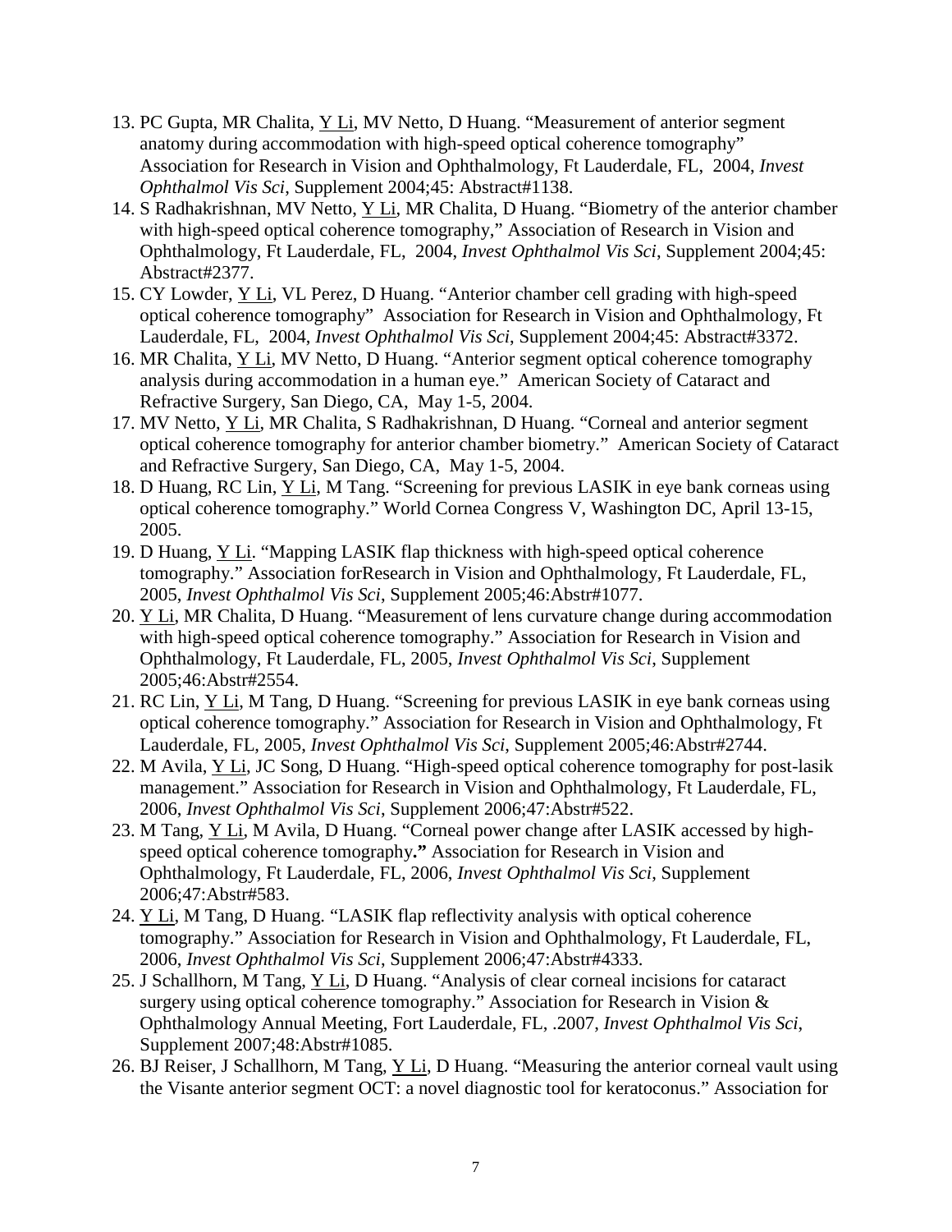13. PC Gupta, MR Chalita, Y Li, MV Netto, D Huang. "Measurement of anterior segment anatomy during accommodation with high-speed optical coherence tomography" Association for Research in Vision and Ophthalmology, Ft Lauderdale, FL, 2004, *Invest Ophthalmol Vis Sci*, Supplement 2004;45: Abstract#1138.
14. S Radhakrishnan, MV Netto, Y Li, MR Chalita, D Huang. "Biometry of the anterior chamber with high-speed optical coherence tomography," Association of Research in Vision and Ophthalmology, Ft Lauderdale, FL, 2004, *Invest Ophthalmol Vis Sci*, Supplement 2004;45: Abstract#2377.
15. CY Lowder, Y Li, VL Perez, D Huang. "Anterior chamber cell grading with high-speed optical coherence tomography" Association for Research in Vision and Ophthalmology, Ft Lauderdale, FL, 2004, *Invest Ophthalmol Vis Sci*, Supplement 2004;45: Abstract#3372.
16. MR Chalita, Y Li, MV Netto, D Huang. "Anterior segment optical coherence tomography analysis during accommodation in a human eye." American Society of Cataract and Refractive Surgery, San Diego, CA, May 1-5, 2004.
17. MV Netto, Y Li, MR Chalita, S Radhakrishnan, D Huang. "Corneal and anterior segment optical coherence tomography for anterior chamber biometry." American Society of Cataract and Refractive Surgery, San Diego, CA, May 1-5, 2004.
18. D Huang, RC Lin, Y Li, M Tang. "Screening for previous LASIK in eye bank corneas using optical coherence tomography." World Cornea Congress V, Washington DC, April 13-15, 2005.
19. D Huang, Y Li. "Mapping LASIK flap thickness with high-speed optical coherence tomography." Association forResearch in Vision and Ophthalmology, Ft Lauderdale, FL, 2005, *Invest Ophthalmol Vis Sci*, Supplement 2005;46:Abstr#1077.
20. Y Li, MR Chalita, D Huang. "Measurement of lens curvature change during accommodation with high-speed optical coherence tomography." Association for Research in Vision and Ophthalmology, Ft Lauderdale, FL, 2005, *Invest Ophthalmol Vis Sci*, Supplement 2005;46:Abstr#2554.
21. RC Lin, Y Li, M Tang, D Huang. "Screening for previous LASIK in eye bank corneas using optical coherence tomography." Association for Research in Vision and Ophthalmology, Ft Lauderdale, FL, 2005, *Invest Ophthalmol Vis Sci*, Supplement 2005;46:Abstr#2744.
22. M Avila, Y Li, JC Song, D Huang. "High-speed optical coherence tomography for post-lasik management." Association for Research in Vision and Ophthalmology, Ft Lauderdale, FL, 2006, *Invest Ophthalmol Vis Sci*, Supplement 2006;47:Abstr#522.
23. M Tang, Y Li, M Avila, D Huang. "Corneal power change after LASIK accessed by high-speed optical coherence tomography**."** Association for Research in Vision and Ophthalmology, Ft Lauderdale, FL, 2006, *Invest Ophthalmol Vis Sci*, Supplement 2006;47:Abstr#583.
24. Y Li, M Tang, D Huang. "LASIK flap reflectivity analysis with optical coherence tomography." Association for Research in Vision and Ophthalmology, Ft Lauderdale, FL, 2006, *Invest Ophthalmol Vis Sci*, Supplement 2006;47:Abstr#4333.
25. J Schallhorn, M Tang, Y Li, D Huang. "Analysis of clear corneal incisions for cataract surgery using optical coherence tomography." Association for Research in Vision & Ophthalmology Annual Meeting, Fort Lauderdale, FL, .2007, *Invest Ophthalmol Vis Sci*, Supplement 2007;48:Abstr#1085.
26. BJ Reiser, J Schallhorn, M Tang, Y Li, D Huang. "Measuring the anterior corneal vault using the Visante anterior segment OCT: a novel diagnostic tool for keratoconus." Association for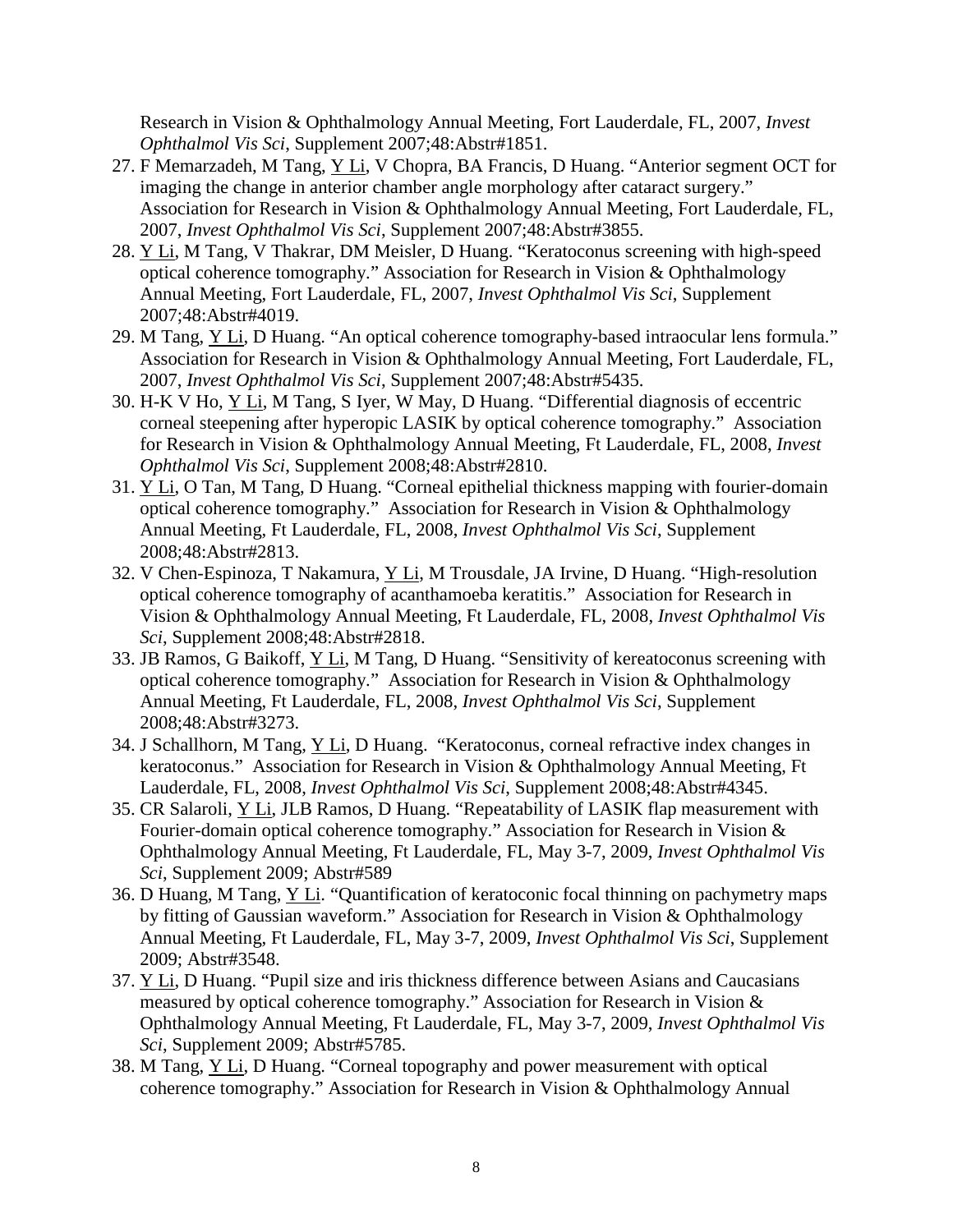Research in Vision & Ophthalmology Annual Meeting, Fort Lauderdale, FL, 2007, *Invest Ophthalmol Vis Sci*, Supplement 2007;48:Abstr#1851.

27. F Memarzadeh, M Tang, <u>Y Li</u>, V Chopra, BA Francis, D Huang. "Anterior segment OCT for imaging the change in anterior chamber angle morphology after cataract surgery." Association for Research in Vision & Ophthalmology Annual Meeting, Fort Lauderdale, FL, 2007, *Invest Ophthalmol Vis Sci*, Supplement 2007;48:Abstr#3855.
28. <u>Y Li</u>, M Tang, V Thakrar, DM Meisler, D Huang. "Keratoconus screening with high-speed optical coherence tomography." Association for Research in Vision & Ophthalmology Annual Meeting, Fort Lauderdale, FL, 2007, *Invest Ophthalmol Vis Sci*, Supplement 2007;48:Abstr#4019.
29. M Tang, <u>Y Li</u>, D Huang. "An optical coherence tomography-based intraocular lens formula." Association for Research in Vision & Ophthalmology Annual Meeting, Fort Lauderdale, FL, 2007, *Invest Ophthalmol Vis Sci*, Supplement 2007;48:Abstr#5435.
30. H-K V Ho, <u>Y Li</u>, M Tang, S Iyer, W May, D Huang. "Differential diagnosis of eccentric corneal steepening after hyperopic LASIK by optical coherence tomography." Association for Research in Vision & Ophthalmology Annual Meeting, Ft Lauderdale, FL, 2008, *Invest Ophthalmol Vis Sci*, Supplement 2008;48:Abstr#2810.
31. <u>Y Li</u>, O Tan, M Tang, D Huang. "Corneal epithelial thickness mapping with fourier-domain optical coherence tomography." Association for Research in Vision & Ophthalmology Annual Meeting, Ft Lauderdale, FL, 2008, *Invest Ophthalmol Vis Sci*, Supplement 2008;48:Abstr#2813.
32. V Chen-Espinoza, T Nakamura, <u>Y Li</u>, M Trousdale, JA Irvine, D Huang. "High-resolution optical coherence tomography of acanthamoeba keratitis." Association for Research in Vision & Ophthalmology Annual Meeting, Ft Lauderdale, FL, 2008, *Invest Ophthalmol Vis Sci*, Supplement 2008;48:Abstr#2818.
33. JB Ramos, G Baikoff, <u>Y Li</u>, M Tang, D Huang. "Sensitivity of kereatoconus screening with optical coherence tomography." Association for Research in Vision & Ophthalmology Annual Meeting, Ft Lauderdale, FL, 2008, *Invest Ophthalmol Vis Sci*, Supplement 2008;48:Abstr#3273.
34. J Schallhorn, M Tang, <u>Y Li</u>, D Huang. "Keratoconus, corneal refractive index changes in keratoconus." Association for Research in Vision & Ophthalmology Annual Meeting, Ft Lauderdale, FL, 2008, *Invest Ophthalmol Vis Sci*, Supplement 2008;48:Abstr#4345.
35. CR Salaroli, <u>Y Li</u>, JLB Ramos, D Huang. "Repeatability of LASIK flap measurement with Fourier-domain optical coherence tomography." Association for Research in Vision & Ophthalmology Annual Meeting, Ft Lauderdale, FL, May 3-7, 2009, *Invest Ophthalmol Vis Sci*, Supplement 2009; Abstr#589
36. D Huang, M Tang, <u>Y Li</u>. "Quantification of keratoconic focal thinning on pachymetry maps by fitting of Gaussian waveform." Association for Research in Vision & Ophthalmology Annual Meeting, Ft Lauderdale, FL, May 3-7, 2009, *Invest Ophthalmol Vis Sci*, Supplement 2009; Abstr#3548.
37. <u>Y Li</u>, D Huang. "Pupil size and iris thickness difference between Asians and Caucasians measured by optical coherence tomography." Association for Research in Vision & Ophthalmology Annual Meeting, Ft Lauderdale, FL, May 3-7, 2009, *Invest Ophthalmol Vis Sci*, Supplement 2009; Abstr#5785.
38. M Tang, <u>Y Li</u>, D Huang. "Corneal topography and power measurement with optical coherence tomography." Association for Research in Vision & Ophthalmology Annual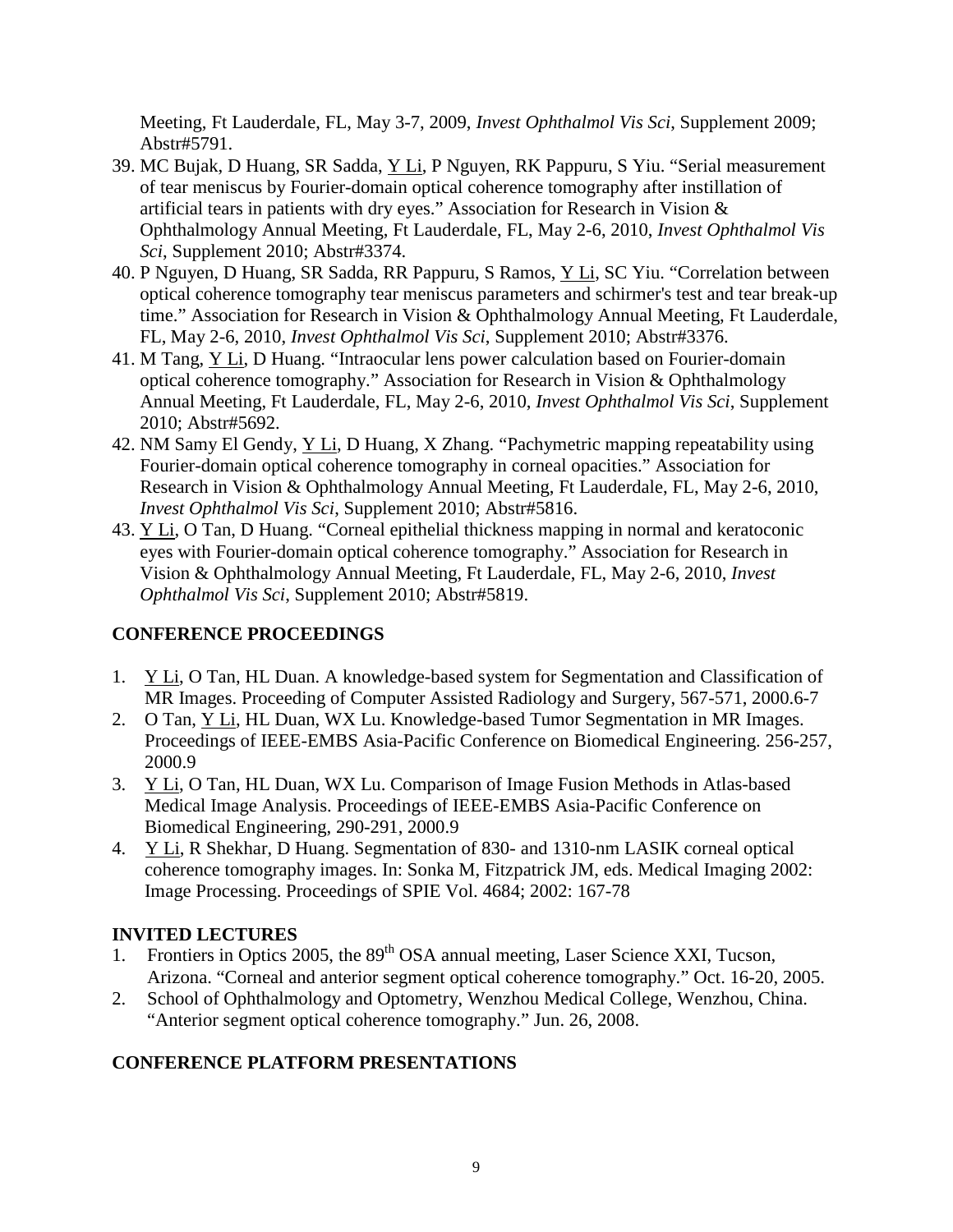Meeting, Ft Lauderdale, FL, May 3-7, 2009, *Invest Ophthalmol Vis Sci*, Supplement 2009; Abstr#5791.

39. MC Bujak, D Huang, SR Sadda, Y Li, P Nguyen, RK Pappuru, S Yiu. "Serial measurement of tear meniscus by Fourier-domain optical coherence tomography after instillation of artificial tears in patients with dry eyes." Association for Research in Vision & Ophthalmology Annual Meeting, Ft Lauderdale, FL, May 2-6, 2010, *Invest Ophthalmol Vis Sci*, Supplement 2010; Abstr#3374.
40. P Nguyen, D Huang, SR Sadda, RR Pappuru, S Ramos, Y Li, SC Yiu. "Correlation between optical coherence tomography tear meniscus parameters and schirmer's test and tear break-up time." Association for Research in Vision & Ophthalmology Annual Meeting, Ft Lauderdale, FL, May 2-6, 2010, *Invest Ophthalmol Vis Sci*, Supplement 2010; Abstr#3376.
41. M Tang, Y Li, D Huang. "Intraocular lens power calculation based on Fourier-domain optical coherence tomography." Association for Research in Vision & Ophthalmology Annual Meeting, Ft Lauderdale, FL, May 2-6, 2010, *Invest Ophthalmol Vis Sci*, Supplement 2010; Abstr#5692.
42. NM Samy El Gendy, Y Li, D Huang, X Zhang. "Pachymetric mapping repeatability using Fourier-domain optical coherence tomography in corneal opacities." Association for Research in Vision & Ophthalmology Annual Meeting, Ft Lauderdale, FL, May 2-6, 2010, *Invest Ophthalmol Vis Sci*, Supplement 2010; Abstr#5816.
43. Y Li, O Tan, D Huang. "Corneal epithelial thickness mapping in normal and keratoconic eyes with Fourier-domain optical coherence tomography." Association for Research in Vision & Ophthalmology Annual Meeting, Ft Lauderdale, FL, May 2-6, 2010, *Invest Ophthalmol Vis Sci*, Supplement 2010; Abstr#5819.

## CONFERENCE PROCEEDINGS

1. Y Li, O Tan, HL Duan. A knowledge-based system for Segmentation and Classification of MR Images. Proceeding of Computer Assisted Radiology and Surgery, 567-571, 2000.6-7
2. O Tan, Y Li, HL Duan, WX Lu. Knowledge-based Tumor Segmentation in MR Images. Proceedings of IEEE-EMBS Asia-Pacific Conference on Biomedical Engineering. 256-257, 2000.9
3. Y Li, O Tan, HL Duan, WX Lu. Comparison of Image Fusion Methods in Atlas-based Medical Image Analysis. Proceedings of IEEE-EMBS Asia-Pacific Conference on Biomedical Engineering, 290-291, 2000.9
4. Y Li, R Shekhar, D Huang. Segmentation of 830- and 1310-nm LASIK corneal optical coherence tomography images. In: Sonka M, Fitzpatrick JM, eds. Medical Imaging 2002: Image Processing. Proceedings of SPIE Vol. 4684; 2002: 167-78

## INVITED LECTURES

1. Frontiers in Optics 2005, the 89th OSA annual meeting, Laser Science XXI, Tucson, Arizona. "Corneal and anterior segment optical coherence tomography." Oct. 16-20, 2005.
2. School of Ophthalmology and Optometry, Wenzhou Medical College, Wenzhou, China. "Anterior segment optical coherence tomography." Jun. 26, 2008.

## CONFERENCE PLATFORM PRESENTATIONS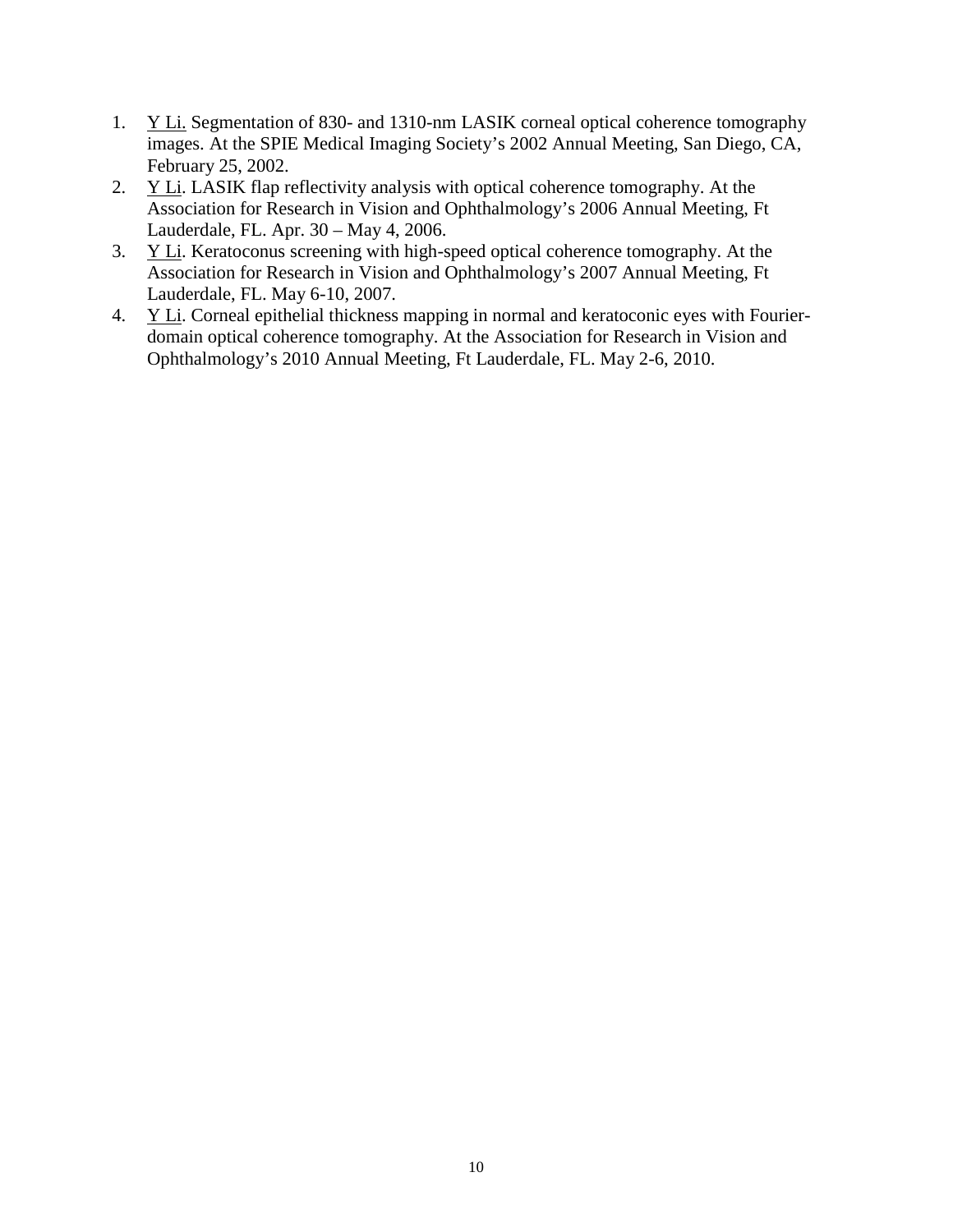1. Y Li. Segmentation of 830- and 1310-nm LASIK corneal optical coherence tomography images. At the SPIE Medical Imaging Society's 2002 Annual Meeting, San Diego, CA, February 25, 2002.
2. Y Li. LASIK flap reflectivity analysis with optical coherence tomography. At the Association for Research in Vision and Ophthalmology's 2006 Annual Meeting, Ft Lauderdale, FL. Apr. 30 – May 4, 2006.
3. Y Li. Keratoconus screening with high-speed optical coherence tomography. At the Association for Research in Vision and Ophthalmology's 2007 Annual Meeting, Ft Lauderdale, FL. May 6-10, 2007.
4. Y Li. Corneal epithelial thickness mapping in normal and keratoconic eyes with Fourier-domain optical coherence tomography. At the Association for Research in Vision and Ophthalmology's 2010 Annual Meeting, Ft Lauderdale, FL. May 2-6, 2010.